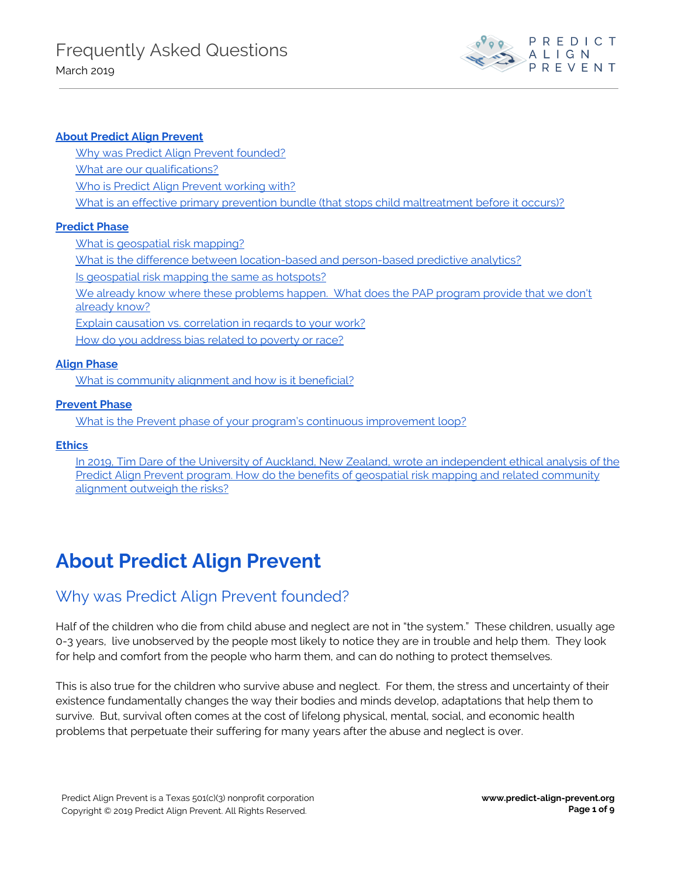# Frequently Asked Questions

March 2019

**About Predict Align Prevent**

- Why was Predict Align Prevent founded?
- What are our qualifications?
- Who is Predict Align Prevent working with?
- What is an effective primary prevention bundle (that stops child maltreatment before it occurs)?

**Predict Phase**

- What is geospatial risk mapping?
- What is the difference between location-based and person-based predictive analytics?
- Is geospatial risk mapping the same as hotspots?
- We already know where these problems happen. What does the PAP program provide that we don't already know?
- Explain causation vs. correlation in regards to your work?
- How do you address bias related to poverty or race?

**Align Phase**

- What is community alignment and how is it beneficial?

**Prevent Phase**

- What is the Prevent phase of your program's continuous improvement loop?

**Ethics**

- In 2019, Tim Dare of the University of Auckland, New Zealand, wrote an independent ethical analysis of the Predict Align Prevent program. How do the benefits of geospatial risk mapping and related community alignment outweigh the risks?

# About Predict Align Prevent

## Why was Predict Align Prevent founded?

Half of the children who die from child abuse and neglect are not in "the system." These children, usually age 0-3 years, live unobserved by the people most likely to notice they are in trouble and help them. They look for help and comfort from the people who harm them, and can do nothing to protect themselves.

This is also true for the children who survive abuse and neglect. For them, the stress and uncertainty of their existence fundamentally changes the way their bodies and minds develop, adaptations that help them to survive. But, survival often comes at the cost of lifelong physical, mental, social, and economic health problems that perpetuate their suffering for many years after the abuse and neglect is over.

Predict Align Prevent is a Texas 501(c)(3) nonprofit corporation
Copyright © 2019 Predict Align Prevent. All Rights Reserved.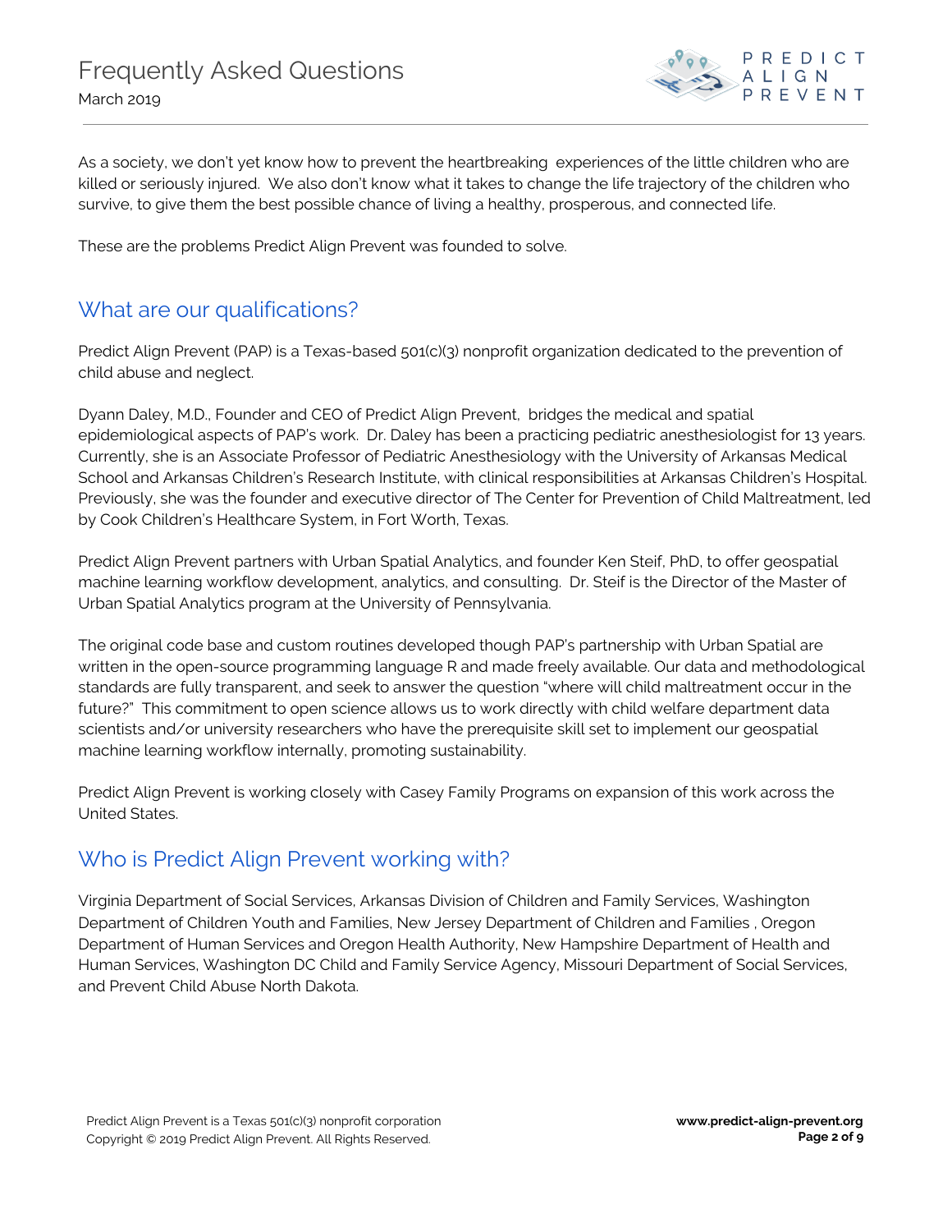As a society, we don't yet know how to prevent the heartbreaking experiences of the little children who are killed or seriously injured. We also don't know what it takes to change the life trajectory of the children who survive, to give them the best possible chance of living a healthy, prosperous, and connected life.

These are the problems Predict Align Prevent was founded to solve.

## What are our qualifications?

Predict Align Prevent (PAP) is a Texas-based 501(c)(3) nonprofit organization dedicated to the prevention of child abuse and neglect.

Dyann Daley, M.D., Founder and CEO of Predict Align Prevent, bridges the medical and spatial epidemiological aspects of PAP's work. Dr. Daley has been a practicing pediatric anesthesiologist for 13 years. Currently, she is an Associate Professor of Pediatric Anesthesiology with the University of Arkansas Medical School and Arkansas Children's Research Institute, with clinical responsibilities at Arkansas Children's Hospital. Previously, she was the founder and executive director of The Center for Prevention of Child Maltreatment, led by Cook Children's Healthcare System, in Fort Worth, Texas.

Predict Align Prevent partners with Urban Spatial Analytics, and founder Ken Steif, PhD, to offer geospatial machine learning workflow development, analytics, and consulting. Dr. Steif is the Director of the Master of Urban Spatial Analytics program at the University of Pennsylvania.

The original code base and custom routines developed though PAP's partnership with Urban Spatial are written in the open-source programming language R and made freely available. Our data and methodological standards are fully transparent, and seek to answer the question "where will child maltreatment occur in the future?" This commitment to open science allows us to work directly with child welfare department data scientists and/or university researchers who have the prerequisite skill set to implement our geospatial machine learning workflow internally, promoting sustainability.

Predict Align Prevent is working closely with Casey Family Programs on expansion of this work across the United States.

## Who is Predict Align Prevent working with?

Virginia Department of Social Services, Arkansas Division of Children and Family Services, Washington Department of Children Youth and Families, New Jersey Department of Children and Families , Oregon Department of Human Services and Oregon Health Authority, New Hampshire Department of Health and Human Services, Washington DC Child and Family Service Agency, Missouri Department of Social Services, and Prevent Child Abuse North Dakota.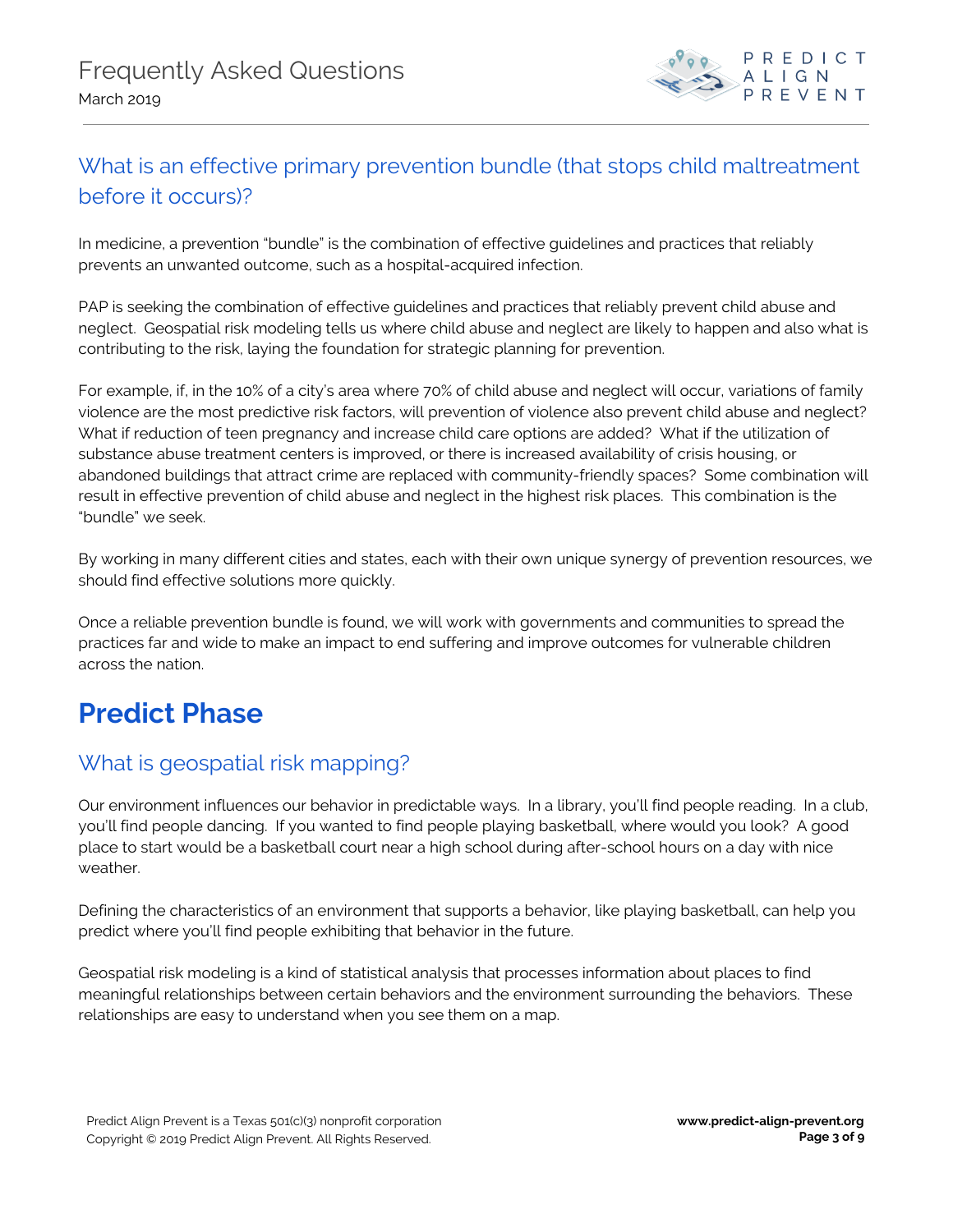## What is an effective primary prevention bundle (that stops child maltreatment before it occurs)?

In medicine, a prevention "bundle" is the combination of effective guidelines and practices that reliably prevents an unwanted outcome, such as a hospital-acquired infection.

PAP is seeking the combination of effective guidelines and practices that reliably prevent child abuse and neglect. Geospatial risk modeling tells us where child abuse and neglect are likely to happen and also what is contributing to the risk, laying the foundation for strategic planning for prevention.

For example, if, in the 10% of a city's area where 70% of child abuse and neglect will occur, variations of family violence are the most predictive risk factors, will prevention of violence also prevent child abuse and neglect? What if reduction of teen pregnancy and increase child care options are added? What if the utilization of substance abuse treatment centers is improved, or there is increased availability of crisis housing, or abandoned buildings that attract crime are replaced with community-friendly spaces? Some combination will result in effective prevention of child abuse and neglect in the highest risk places. This combination is the "bundle" we seek.

By working in many different cities and states, each with their own unique synergy of prevention resources, we should find effective solutions more quickly.

Once a reliable prevention bundle is found, we will work with governments and communities to spread the practices far and wide to make an impact to end suffering and improve outcomes for vulnerable children across the nation.

# Predict Phase

## What is geospatial risk mapping?

Our environment influences our behavior in predictable ways. In a library, you'll find people reading. In a club, you'll find people dancing. If you wanted to find people playing basketball, where would you look? A good place to start would be a basketball court near a high school during after-school hours on a day with nice weather.

Defining the characteristics of an environment that supports a behavior, like playing basketball, can help you predict where you'll find people exhibiting that behavior in the future.

Geospatial risk modeling is a kind of statistical analysis that processes information about places to find meaningful relationships between certain behaviors and the environment surrounding the behaviors. These relationships are easy to understand when you see them on a map.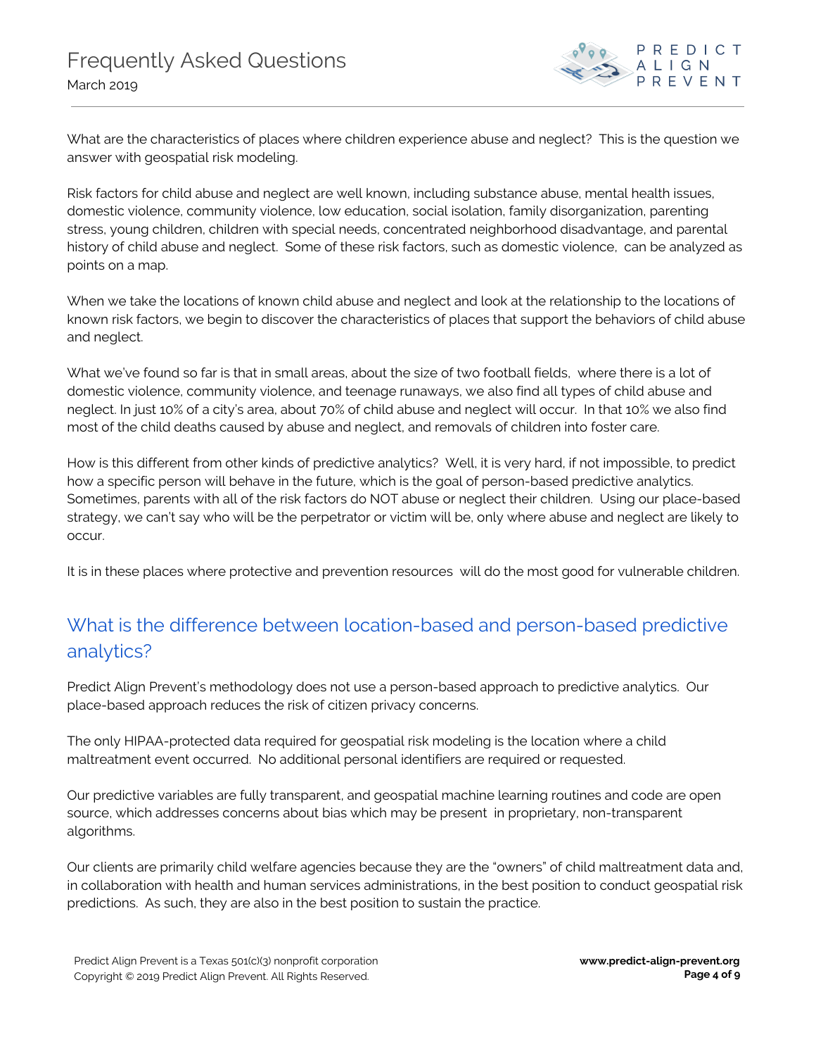What are the characteristics of places where children experience abuse and neglect? This is the question we answer with geospatial risk modeling.

Risk factors for child abuse and neglect are well known, including substance abuse, mental health issues, domestic violence, community violence, low education, social isolation, family disorganization, parenting stress, young children, children with special needs, concentrated neighborhood disadvantage, and parental history of child abuse and neglect. Some of these risk factors, such as domestic violence, can be analyzed as points on a map.

When we take the locations of known child abuse and neglect and look at the relationship to the locations of known risk factors, we begin to discover the characteristics of places that support the behaviors of child abuse and neglect.

What we've found so far is that in small areas, about the size of two football fields, where there is a lot of domestic violence, community violence, and teenage runaways, we also find all types of child abuse and neglect. In just 10% of a city's area, about 70% of child abuse and neglect will occur. In that 10% we also find most of the child deaths caused by abuse and neglect, and removals of children into foster care.

How is this different from other kinds of predictive analytics? Well, it is very hard, if not impossible, to predict how a specific person will behave in the future, which is the goal of person-based predictive analytics. Sometimes, parents with all of the risk factors do NOT abuse or neglect their children. Using our place-based strategy, we can't say who will be the perpetrator or victim will be, only where abuse and neglect are likely to occur.

It is in these places where protective and prevention resources will do the most good for vulnerable children.

## What is the difference between location-based and person-based predictive analytics?

Predict Align Prevent's methodology does not use a person-based approach to predictive analytics. Our place-based approach reduces the risk of citizen privacy concerns.

The only HIPAA-protected data required for geospatial risk modeling is the location where a child maltreatment event occurred. No additional personal identifiers are required or requested.

Our predictive variables are fully transparent, and geospatial machine learning routines and code are open source, which addresses concerns about bias which may be present in proprietary, non-transparent algorithms.

Our clients are primarily child welfare agencies because they are the "owners" of child maltreatment data and, in collaboration with health and human services administrations, in the best position to conduct geospatial risk predictions. As such, they are also in the best position to sustain the practice.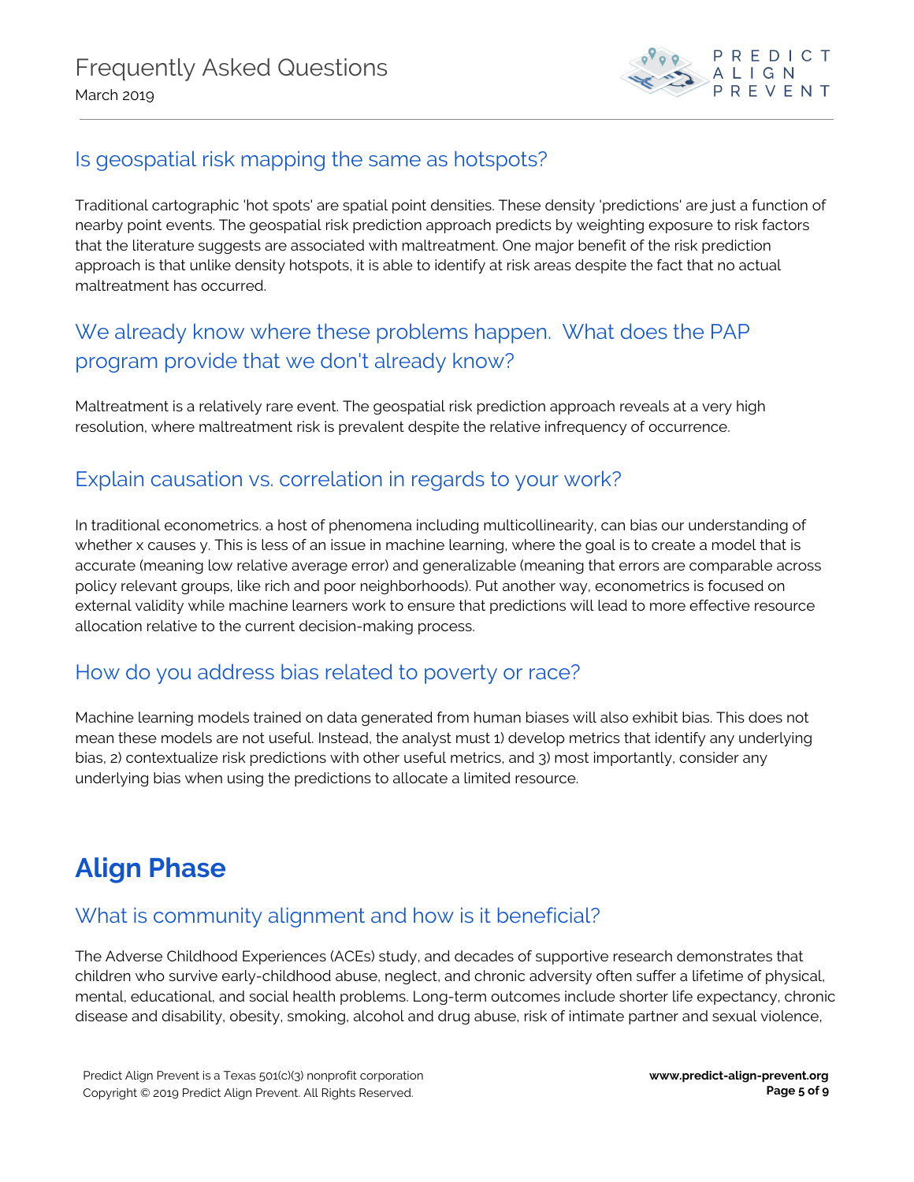### Is geospatial risk mapping the same as hotspots?

Traditional cartographic 'hot spots' are spatial point densities. These density 'predictions' are just a function of nearby point events. The geospatial risk prediction approach predicts by weighting exposure to risk factors that the literature suggests are associated with maltreatment. One major benefit of the risk prediction approach is that unlike density hotspots, it is able to identify at risk areas despite the fact that no actual maltreatment has occurred.

### We already know where these problems happen. What does the PAP program provide that we don't already know?

Maltreatment is a relatively rare event. The geospatial risk prediction approach reveals at a very high resolution, where maltreatment risk is prevalent despite the relative infrequency of occurrence.

### Explain causation vs. correlation in regards to your work?

In traditional econometrics. a host of phenomena including multicollinearity, can bias our understanding of whether x causes y. This is less of an issue in machine learning, where the goal is to create a model that is accurate (meaning low relative average error) and generalizable (meaning that errors are comparable across policy relevant groups, like rich and poor neighborhoods). Put another way, econometrics is focused on external validity while machine learners work to ensure that predictions will lead to more effective resource allocation relative to the current decision-making process.

### How do you address bias related to poverty or race?

Machine learning models trained on data generated from human biases will also exhibit bias. This does not mean these models are not useful. Instead, the analyst must 1) develop metrics that identify any underlying bias, 2) contextualize risk predictions with other useful metrics, and 3) most importantly, consider any underlying bias when using the predictions to allocate a limited resource.

## Align Phase

### What is community alignment and how is it beneficial?

The Adverse Childhood Experiences (ACEs) study, and decades of supportive research demonstrates that children who survive early-childhood abuse, neglect, and chronic adversity often suffer a lifetime of physical, mental, educational, and social health problems. Long-term outcomes include shorter life expectancy, chronic disease and disability, obesity, smoking, alcohol and drug abuse, risk of intimate partner and sexual violence,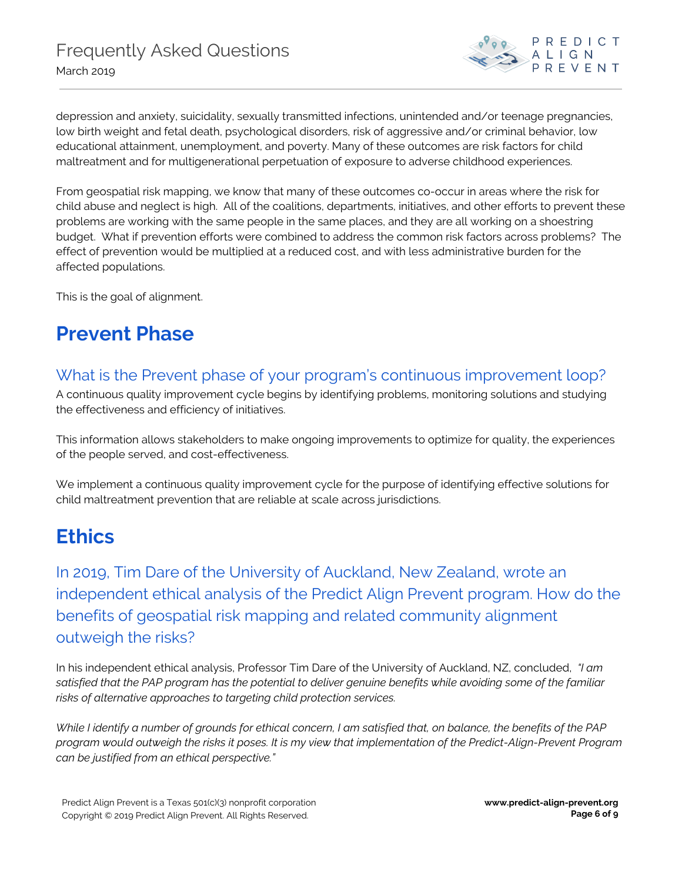depression and anxiety, suicidality, sexually transmitted infections, unintended and/or teenage pregnancies, low birth weight and fetal death, psychological disorders, risk of aggressive and/or criminal behavior, low educational attainment, unemployment, and poverty. Many of these outcomes are risk factors for child maltreatment and for multigenerational perpetuation of exposure to adverse childhood experiences.

From geospatial risk mapping, we know that many of these outcomes co-occur in areas where the risk for child abuse and neglect is high. All of the coalitions, departments, initiatives, and other efforts to prevent these problems are working with the same people in the same places, and they are all working on a shoestring budget. What if prevention efforts were combined to address the common risk factors across problems? The effect of prevention would be multiplied at a reduced cost, and with less administrative burden for the affected populations.

This is the goal of alignment.

# Prevent Phase

## What is the Prevent phase of your program's continuous improvement loop?

A continuous quality improvement cycle begins by identifying problems, monitoring solutions and studying the effectiveness and efficiency of initiatives.

This information allows stakeholders to make ongoing improvements to optimize for quality, the experiences of the people served, and cost-effectiveness.

We implement a continuous quality improvement cycle for the purpose of identifying effective solutions for child maltreatment prevention that are reliable at scale across jurisdictions.

# Ethics

## In 2019, Tim Dare of the University of Auckland, New Zealand, wrote an independent ethical analysis of the Predict Align Prevent program. How do the benefits of geospatial risk mapping and related community alignment outweigh the risks?

In his independent ethical analysis, Professor Tim Dare of the University of Auckland, NZ, concluded, *"I am satisfied that the PAP program has the potential to deliver genuine benefits while avoiding some of the familiar risks of alternative approaches to targeting child protection services.*

*While I identify a number of grounds for ethical concern, I am satisfied that, on balance, the benefits of the PAP program would outweigh the risks it poses. It is my view that implementation of the Predict-Align-Prevent Program can be justified from an ethical perspective."*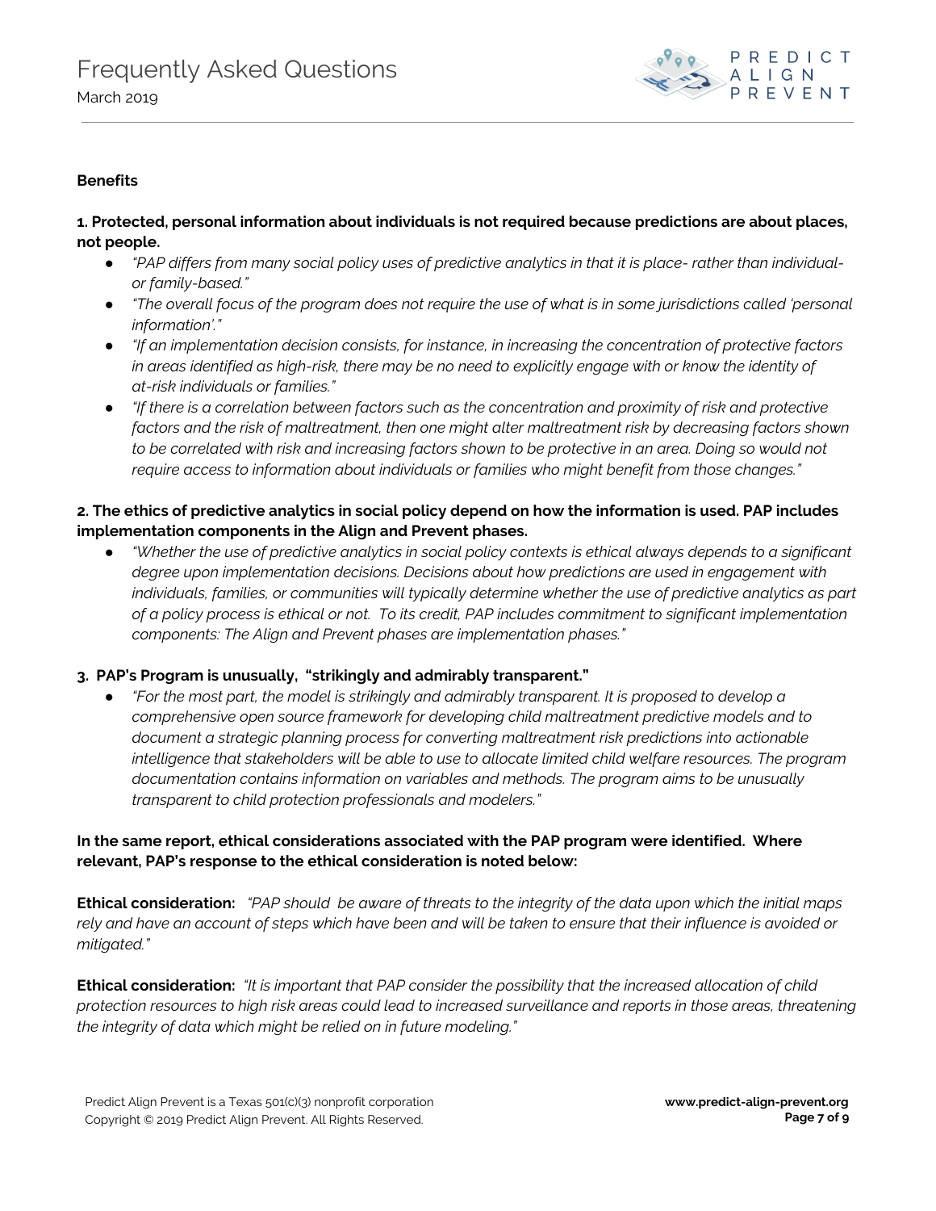**Benefits**

**1. Protected, personal information about individuals is not required because predictions are about places, not people.**

- *"PAP differs from many social policy uses of predictive analytics in that it is place- rather than individual- or family-based."*
- *"The overall focus of the program does not require the use of what is in some jurisdictions called 'personal information'."*
- *"If an implementation decision consists, for instance, in increasing the concentration of protective factors in areas identified as high-risk, there may be no need to explicitly engage with or know the identity of at-risk individuals or families."*
- *"If there is a correlation between factors such as the concentration and proximity of risk and protective factors and the risk of maltreatment, then one might alter maltreatment risk by decreasing factors shown to be correlated with risk and increasing factors shown to be protective in an area. Doing so would not require access to information about individuals or families who might benefit from those changes."*

**2. The ethics of predictive analytics in social policy depend on how the information is used. PAP includes implementation components in the Align and Prevent phases.**

- *"Whether the use of predictive analytics in social policy contexts is ethical always depends to a significant degree upon implementation decisions. Decisions about how predictions are used in engagement with individuals, families, or communities will typically determine whether the use of predictive analytics as part of a policy process is ethical or not. To its credit, PAP includes commitment to significant implementation components: The Align and Prevent phases are implementation phases."*

**3. PAP's Program is unusually, "strikingly and admirably transparent."**

- *"For the most part, the model is strikingly and admirably transparent. It is proposed to develop a comprehensive open source framework for developing child maltreatment predictive models and to document a strategic planning process for converting maltreatment risk predictions into actionable intelligence that stakeholders will be able to use to allocate limited child welfare resources. The program documentation contains information on variables and methods. The program aims to be unusually transparent to child protection professionals and modelers."*

**In the same report, ethical considerations associated with the PAP program were identified. Where relevant, PAP's response to the ethical consideration is noted below:**

**Ethical consideration:** *"PAP should be aware of threats to the integrity of the data upon which the initial maps rely and have an account of steps which have been and will be taken to ensure that their influence is avoided or mitigated."*

**Ethical consideration:** *"It is important that PAP consider the possibility that the increased allocation of child protection resources to high risk areas could lead to increased surveillance and reports in those areas, threatening the integrity of data which might be relied on in future modeling."*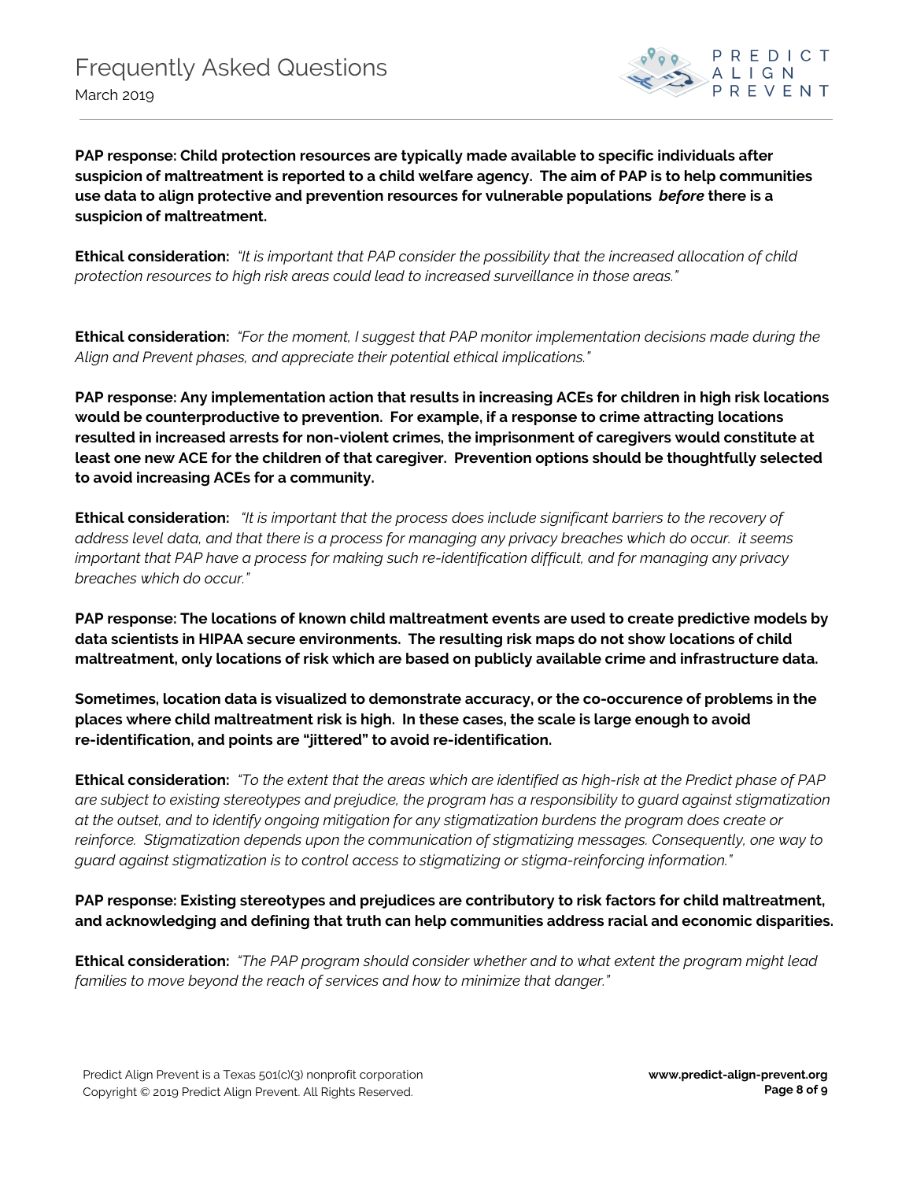**PAP response: Child protection resources are typically made available to specific individuals after suspicion of maltreatment is reported to a child welfare agency. The aim of PAP is to help communities use data to align protective and prevention resources for vulnerable populations *before* there is a suspicion of maltreatment.**

**Ethical consideration:** *"It is important that PAP consider the possibility that the increased allocation of child protection resources to high risk areas could lead to increased surveillance in those areas."*

**Ethical consideration:** *"For the moment, I suggest that PAP monitor implementation decisions made during the Align and Prevent phases, and appreciate their potential ethical implications."*

**PAP response: Any implementation action that results in increasing ACEs for children in high risk locations would be counterproductive to prevention. For example, if a response to crime attracting locations resulted in increased arrests for non-violent crimes, the imprisonment of caregivers would constitute at least one new ACE for the children of that caregiver. Prevention options should be thoughtfully selected to avoid increasing ACEs for a community.**

**Ethical consideration:** *"It is important that the process does include significant barriers to the recovery of address level data, and that there is a process for managing any privacy breaches which do occur. it seems important that PAP have a process for making such re-identification difficult, and for managing any privacy breaches which do occur."*

**PAP response: The locations of known child maltreatment events are used to create predictive models by data scientists in HIPAA secure environments. The resulting risk maps do not show locations of child maltreatment, only locations of risk which are based on publicly available crime and infrastructure data.**

**Sometimes, location data is visualized to demonstrate accuracy, or the co-occurence of problems in the places where child maltreatment risk is high. In these cases, the scale is large enough to avoid re-identification, and points are "jittered" to avoid re-identification.**

**Ethical consideration:** *"To the extent that the areas which are identified as high-risk at the Predict phase of PAP are subject to existing stereotypes and prejudice, the program has a responsibility to guard against stigmatization at the outset, and to identify ongoing mitigation for any stigmatization burdens the program does create or reinforce. Stigmatization depends upon the communication of stigmatizing messages. Consequently, one way to guard against stigmatization is to control access to stigmatizing or stigma-reinforcing information."*

**PAP response: Existing stereotypes and prejudices are contributory to risk factors for child maltreatment, and acknowledging and defining that truth can help communities address racial and economic disparities.**

**Ethical consideration:** *"The PAP program should consider whether and to what extent the program might lead families to move beyond the reach of services and how to minimize that danger."*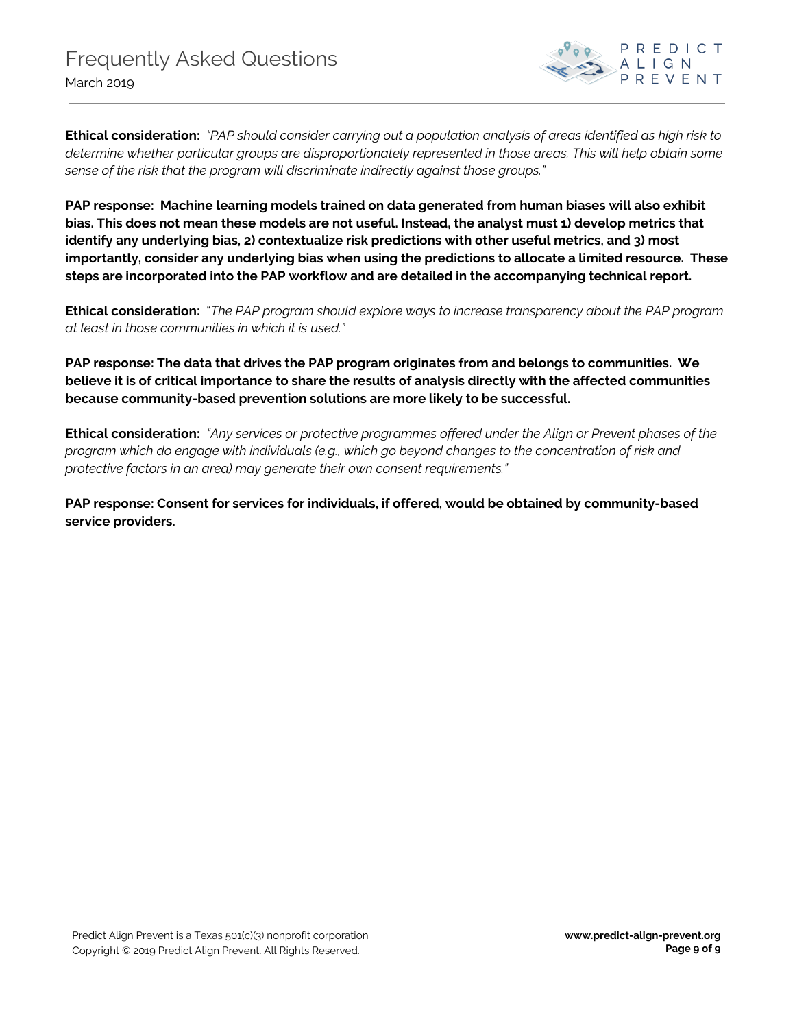**Ethical consideration:** *"PAP should consider carrying out a population analysis of areas identified as high risk to determine whether particular groups are disproportionately represented in those areas. This will help obtain some sense of the risk that the program will discriminate indirectly against those groups."*

**PAP response: Machine learning models trained on data generated from human biases will also exhibit bias. This does not mean these models are not useful. Instead, the analyst must 1) develop metrics that identify any underlying bias, 2) contextualize risk predictions with other useful metrics, and 3) most importantly, consider any underlying bias when using the predictions to allocate a limited resource. These steps are incorporated into the PAP workflow and are detailed in the accompanying technical report.**

**Ethical consideration:** "*The PAP program should explore ways to increase transparency about the PAP program at least in those communities in which it is used."*

**PAP response: The data that drives the PAP program originates from and belongs to communities. We believe it is of critical importance to share the results of analysis directly with the affected communities because community-based prevention solutions are more likely to be successful.**

**Ethical consideration:** *"Any services or protective programmes offered under the Align or Prevent phases of the program which do engage with individuals (e.g., which go beyond changes to the concentration of risk and protective factors in an area) may generate their own consent requirements."*

**PAP response: Consent for services for individuals, if offered, would be obtained by community-based service providers.**